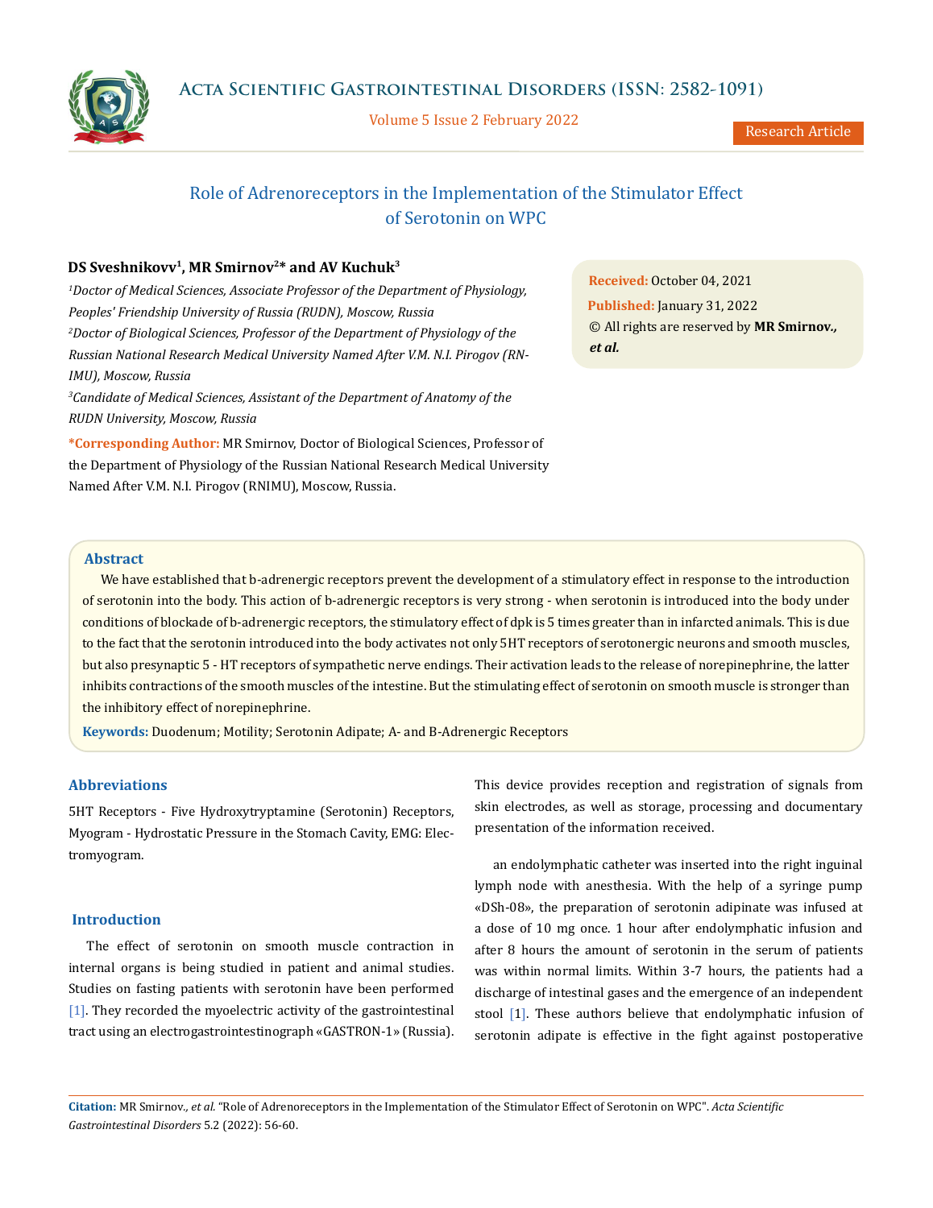# Role of Adrenoreceptors in the Implementation of the Stimulator Effect of Serotonin on WPC

**DS Sveshnikovv[1], MR Smirnov[2]* and AV Kuchuk[3]**

*[1]Doctor of Medical Sciences, Associate Professor of the Department of Physiology, Peoples' Friendship University of Russia (RUDN), Moscow, Russia*

*[2]Doctor of Biological Sciences, Professor of the Department of Physiology of the Russian National Research Medical University Named After V.M. N.I. Pirogov (RNIMU), Moscow, Russia*

*[3]Candidate of Medical Sciences, Assistant of the Department of Anatomy of the RUDN University, Moscow, Russia*

**\*Corresponding Author:** MR Smirnov, Doctor of Biological Sciences, Professor of the Department of Physiology of the Russian National Research Medical University Named After V.M. N.I. Pirogov (RNIMU), Moscow, Russia.

**Received:** October 04, 2021
**Published:** January 31, 2022
© All rights are reserved by **MR Smirnov., *et al.***

## Abstract

We have established that b-adrenergic receptors prevent the development of a stimulatory effect in response to the introduction of serotonin into the body. This action of b-adrenergic receptors is very strong - when serotonin is introduced into the body under conditions of blockade of b-adrenergic receptors, the stimulatory effect of dpk is 5 times greater than in infarcted animals. This is due to the fact that the serotonin introduced into the body activates not only 5HT receptors of serotonergic neurons and smooth muscles, but also presynaptic 5 - HT receptors of sympathetic nerve endings. Their activation leads to the release of norepinephrine, the latter inhibits contractions of the smooth muscles of the intestine. But the stimulating effect of serotonin on smooth muscle is stronger than the inhibitory effect of norepinephrine.

**Keywords:** Duodenum; Motility; Serotonin Adipate; A- and B-Adrenergic Receptors

## Abbreviations

5HT Receptors - Five Hydroxytryptamine (Serotonin) Receptors, Myogram - Hydrostatic Pressure in the Stomach Cavity, EMG: Electromyogram.

## Introduction

The effect of serotonin on smooth muscle contraction in internal organs is being studied in patient and animal studies. Studies on fasting patients with serotonin have been performed [1]. They recorded the myoelectric activity of the gastrointestinal tract using an electrogastrointestinograph «GASTRON-1» (Russia). This device provides reception and registration of signals from skin electrodes, as well as storage, processing and documentary presentation of the information received.

an endolymphatic catheter was inserted into the right inguinal lymph node with anesthesia. With the help of a syringe pump «DSh-08», the preparation of serotonin adipinate was infused at a dose of 10 mg once. 1 hour after endolymphatic infusion and after 8 hours the amount of serotonin in the serum of patients was within normal limits. Within 3-7 hours, the patients had a discharge of intestinal gases and the emergence of an independent stool [1]. These authors believe that endolymphatic infusion of serotonin adipate is effective in the fight against postoperative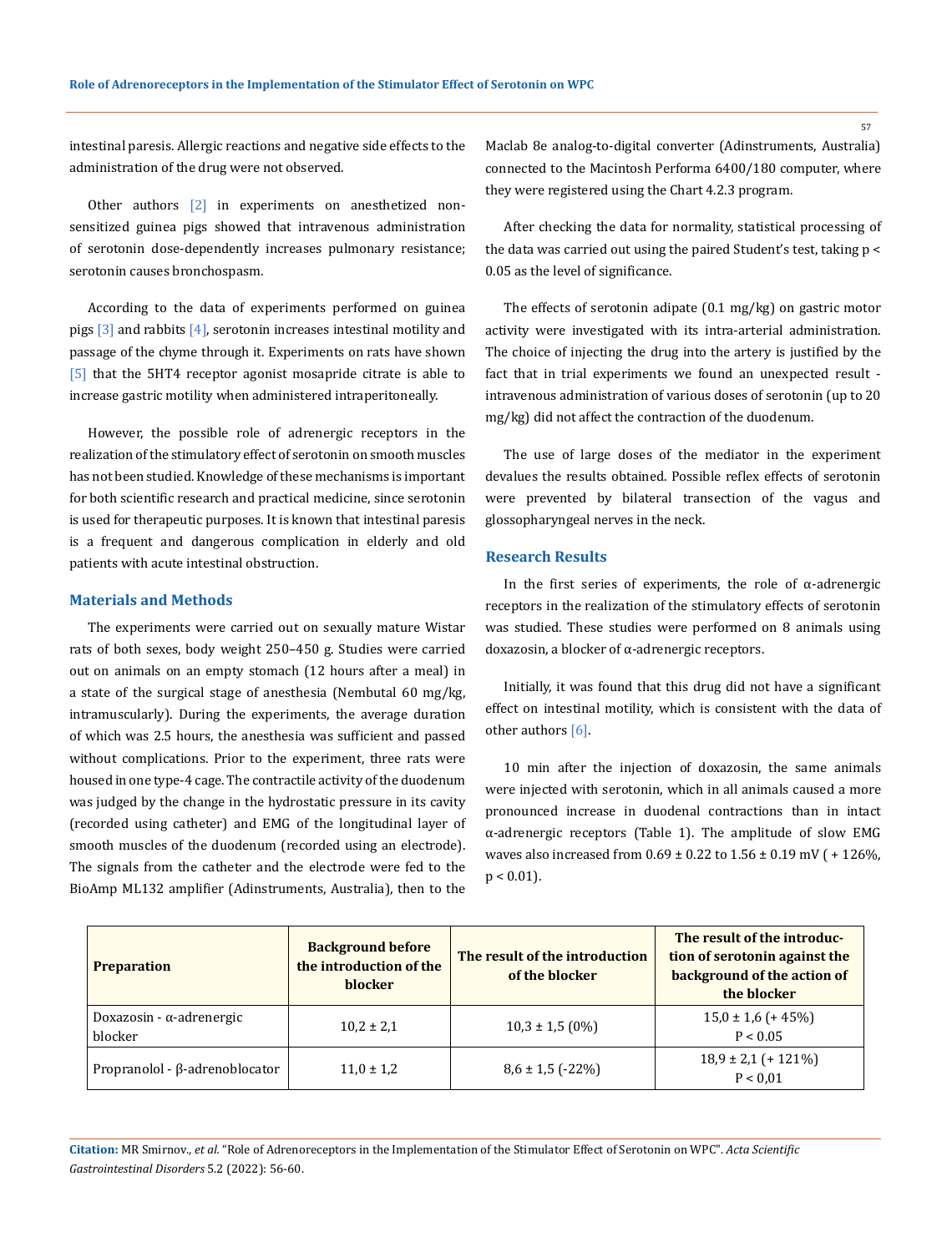intestinal paresis. Allergic reactions and negative side effects to the administration of the drug were not observed.

Other authors [2] in experiments on anesthetized non-sensitized guinea pigs showed that intravenous administration of serotonin dose-dependently increases pulmonary resistance; serotonin causes bronchospasm.

According to the data of experiments performed on guinea pigs [3] and rabbits [4], serotonin increases intestinal motility and passage of the chyme through it. Experiments on rats have shown [5] that the 5HT4 receptor agonist mosapride citrate is able to increase gastric motility when administered intraperitoneally.

However, the possible role of adrenergic receptors in the realization of the stimulatory effect of serotonin on smooth muscles has not been studied. Knowledge of these mechanisms is important for both scientific research and practical medicine, since serotonin is used for therapeutic purposes. It is known that intestinal paresis is a frequent and dangerous complication in elderly and old patients with acute intestinal obstruction.

## Materials and Methods

The experiments were carried out on sexually mature Wistar rats of both sexes, body weight 250–450 g. Studies were carried out on animals on an empty stomach (12 hours after a meal) in a state of the surgical stage of anesthesia (Nembutal 60 mg/kg, intramuscularly). During the experiments, the average duration of which was 2.5 hours, the anesthesia was sufficient and passed without complications. Prior to the experiment, three rats were housed in one type-4 cage. The contractile activity of the duodenum was judged by the change in the hydrostatic pressure in its cavity (recorded using catheter) and EMG of the longitudinal layer of smooth muscles of the duodenum (recorded using an electrode). The signals from the catheter and the electrode were fed to the BioAmp ML132 amplifier (Adinstruments, Australia), then to the Maclab 8e analog-to-digital converter (Adinstruments, Australia) connected to the Macintosh Performa 6400/180 computer, where they were registered using the Chart 4.2.3 program.

After checking the data for normality, statistical processing of the data was carried out using the paired Student's test, taking $p < 0.05$ as the level of significance.

The effects of serotonin adipate (0.1 mg/kg) on gastric motor activity were investigated with its intra-arterial administration. The choice of injecting the drug into the artery is justified by the fact that in trial experiments we found an unexpected result - intravenous administration of various doses of serotonin (up to 20 mg/kg) did not affect the contraction of the duodenum.

The use of large doses of the mediator in the experiment devalues the results obtained. Possible reflex effects of serotonin were prevented by bilateral transection of the vagus and glossopharyngeal nerves in the neck.

## Research Results

In the first series of experiments, the role of α-adrenergic receptors in the realization of the stimulatory effects of serotonin was studied. These studies were performed on 8 animals using doxazosin, a blocker of α-adrenergic receptors.

Initially, it was found that this drug did not have a significant effect on intestinal motility, which is consistent with the data of other authors [6].

10 min after the injection of doxazosin, the same animals were injected with serotonin, which in all animals caused a more pronounced increase in duodenal contractions than in intact α-adrenergic receptors (Table 1). The amplitude of slow EMG waves also increased from 0.69 ± 0.22 to 1.56 ± 0.19 mV ( + 126%, $p < 0.01$).

| Preparation | Background before the introduction of the blocker | The result of the introduction of the blocker | The result of the introduction of serotonin against the background of the action of the blocker |
|---|---|---|---|
| Doxazosin - α-adrenergic blocker | 10,2 ± 2,1 | 10,3 ± 1,5 (0%) | 15,0 ± 1,6 (+ 45%) $P < 0.05$ |
| Propranolol - β-adrenoblocator | 11,0 ± 1,2 | 8,6 ± 1,5 (-22%) | 18,9 ± 2,1 (+ 121%) $P < 0,01$ |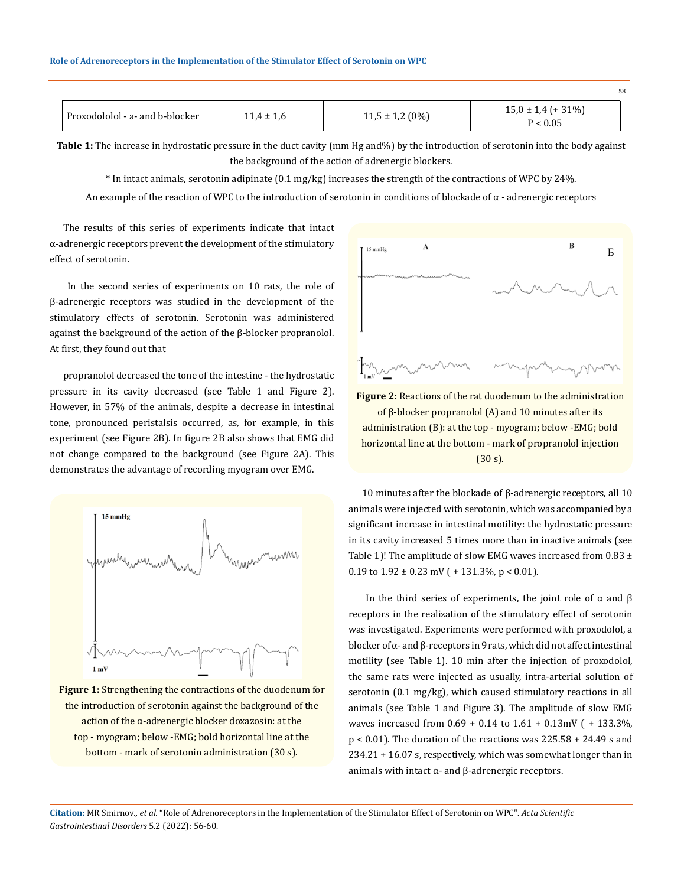| Proxodololol - a- and b-blocker | 11,4 ± 1,6 | 11,5 ± 1,2 (0%) | 15,0 ± 1,4 (+ 31%) P < 0.05 |
|---|---|---|---|

**Table 1:** The increase in hydrostatic pressure in the duct cavity (mm Hg and%) by the introduction of serotonin into the body against the background of the action of adrenergic blockers.

\* In intact animals, serotonin adipinate (0.1 mg/kg) increases the strength of the contractions of WPC by 24%.

An example of the reaction of WPC to the introduction of serotonin in conditions of blockade of α - adrenergic receptors

The results of this series of experiments indicate that intact α-adrenergic receptors prevent the development of the stimulatory effect of serotonin.

In the second series of experiments on 10 rats, the role of β-adrenergic receptors was studied in the development of the stimulatory effects of serotonin. Serotonin was administered against the background of the action of the β-blocker propranolol. At first, they found out that

propranolol decreased the tone of the intestine - the hydrostatic pressure in its cavity decreased (see Table 1 and Figure 2). However, in 57% of the animals, despite a decrease in intestinal tone, pronounced peristalsis occurred, as, for example, in this experiment (see Figure 2B). In figure 2B also shows that EMG did not change compared to the background (see Figure 2A). This demonstrates the advantage of recording myogram over EMG.

**Figure 1:** Strengthening the contractions of the duodenum for the introduction of serotonin against the background of the action of the α-adrenergic blocker doxazosin: at the top - myogram; below -EMG; bold horizontal line at the bottom - mark of serotonin administration (30 s).

**Figure 2:** Reactions of the rat duodenum to the administration of β-blocker propranolol (A) and 10 minutes after its administration (B): at the top - myogram; below -EMG; bold horizontal line at the bottom - mark of propranolol injection (30 s).

10 minutes after the blockade of β-adrenergic receptors, all 10 animals were injected with serotonin, which was accompanied by a significant increase in intestinal motility: the hydrostatic pressure in its cavity increased 5 times more than in inactive animals (see Table 1)! The amplitude of slow EMG waves increased from 0.83 ± 0.19 to 1.92 ± 0.23 mV ( + 131.3%, $p < 0.01$).

In the third series of experiments, the joint role of α and β receptors in the realization of the stimulatory effect of serotonin was investigated. Experiments were performed with proxodolol, a blocker of α- and β-receptors in 9 rats, which did not affect intestinal motility (see Table 1). 10 min after the injection of proxodolol, the same rats were injected as usually, intra-arterial solution of serotonin (0.1 mg/kg), which caused stimulatory reactions in all animals (see Table 1 and Figure 3). The amplitude of slow EMG waves increased from 0.69 + 0.14 to 1.61 + 0.13mV ( + 133.3%, $p < 0.01$). The duration of the reactions was 225.58 + 24.49 s and 234.21 + 16.07 s, respectively, which was somewhat longer than in animals with intact α- and β-adrenergic receptors.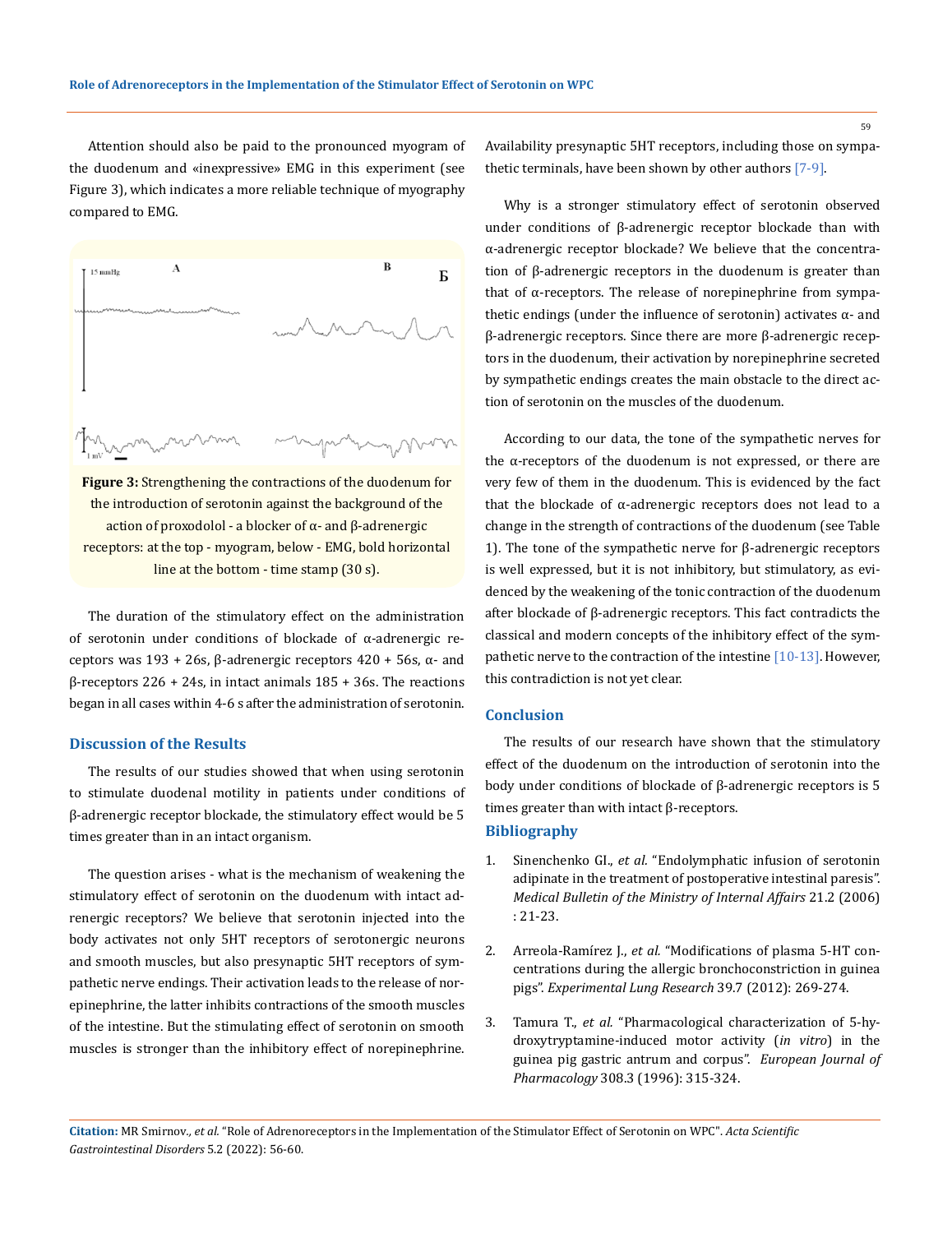Attention should also be paid to the pronounced myogram of the duodenum and «inexpressive» EMG in this experiment (see Figure 3), which indicates a more reliable technique of myography compared to EMG.

**Figure 3:** Strengthening the contractions of the duodenum for the introduction of serotonin against the background of the action of proxodolol - a blocker of α- and β-adrenergic receptors: at the top - myogram, below - EMG, bold horizontal line at the bottom - time stamp (30 s).

The duration of the stimulatory effect on the administration of serotonin under conditions of blockade of α-adrenergic receptors was 193 + 26s, β-adrenergic receptors 420 + 56s, α- and β-receptors 226 + 24s, in intact animals 185 + 36s. The reactions began in all cases within 4-6 s after the administration of serotonin.

## Discussion of the Results

The results of our studies showed that when using serotonin to stimulate duodenal motility in patients under conditions of β-adrenergic receptor blockade, the stimulatory effect would be 5 times greater than in an intact organism.

The question arises - what is the mechanism of weakening the stimulatory effect of serotonin on the duodenum with intact adrenergic receptors? We believe that serotonin injected into the body activates not only 5HT receptors of serotonergic neurons and smooth muscles, but also presynaptic 5HT receptors of sympathetic nerve endings. Their activation leads to the release of norepinephrine, the latter inhibits contractions of the smooth muscles of the intestine. But the stimulating effect of serotonin on smooth muscles is stronger than the inhibitory effect of norepinephrine. Availability presynaptic 5HT receptors, including those on sympathetic terminals, have been shown by other authors [7-9].

Why is a stronger stimulatory effect of serotonin observed under conditions of β-adrenergic receptor blockade than with α-adrenergic receptor blockade? We believe that the concentration of β-adrenergic receptors in the duodenum is greater than that of α-receptors. The release of norepinephrine from sympathetic endings (under the influence of serotonin) activates α- and β-adrenergic receptors. Since there are more β-adrenergic receptors in the duodenum, their activation by norepinephrine secreted by sympathetic endings creates the main obstacle to the direct action of serotonin on the muscles of the duodenum.

According to our data, the tone of the sympathetic nerves for the α-receptors of the duodenum is not expressed, or there are very few of them in the duodenum. This is evidenced by the fact that the blockade of α-adrenergic receptors does not lead to a change in the strength of contractions of the duodenum (see Table 1). The tone of the sympathetic nerve for β-adrenergic receptors is well expressed, but it is not inhibitory, but stimulatory, as evidenced by the weakening of the tonic contraction of the duodenum after blockade of β-adrenergic receptors. This fact contradicts the classical and modern concepts of the inhibitory effect of the sympathetic nerve to the contraction of the intestine [10-13]. However, this contradiction is not yet clear.

## Conclusion

The results of our research have shown that the stimulatory effect of the duodenum on the introduction of serotonin into the body under conditions of blockade of β-adrenergic receptors is 5 times greater than with intact β-receptors.

## Bibliography

1. Sinenchenko GI., *et al.* "Endolymphatic infusion of serotonin adipinate in the treatment of postoperative intestinal paresis". *Medical Bulletin of the Ministry of Internal Affairs* 21.2 (2006) : 21-23.
2. Arreola-Ramírez J., *et al.* "Modifications of plasma 5-HT concentrations during the allergic bronchoconstriction in guinea pigs". *Experimental Lung Research* 39.7 (2012): 269-274.
3. Tamura T., *et al.* "Pharmacological characterization of 5-hydroxytryptamine-induced motor activity (*in vitro*) in the guinea pig gastric antrum and corpus". *European Journal of Pharmacology* 308.3 (1996): 315-324.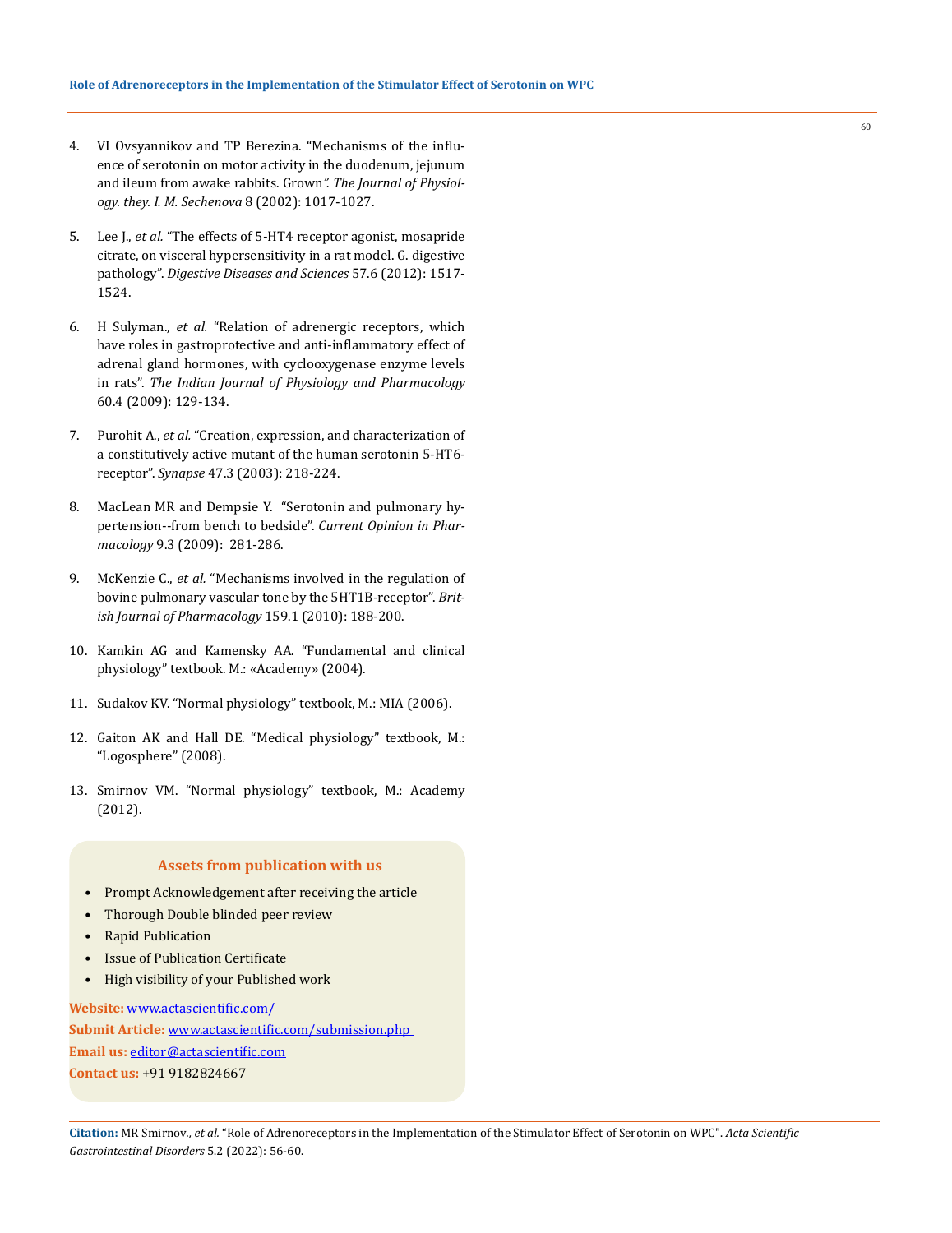4. VI Ovsyannikov and TP Berezina. "Mechanisms of the influence of serotonin on motor activity in the duodenum, jejunum and ileum from awake rabbits. Grown*". The Journal of Physiology. they. I. M. Sechenova* 8 (2002): 1017-1027.

5. Lee J., *et al.* "The effects of 5-HT4 receptor agonist, mosapride citrate, on visceral hypersensitivity in a rat model. G. digestive pathology". *Digestive Diseases and Sciences* 57.6 (2012): 1517-1524.

6. H Sulyman., *et al.* "Relation of adrenergic receptors, which have roles in gastroprotective and anti-inflammatory effect of adrenal gland hormones, with cyclooxygenase enzyme levels in rats". *The Indian Journal of Physiology and Pharmacology* 60.4 (2009): 129-134.

7. Purohit A., *et al.* "Creation, expression, and characterization of a constitutively active mutant of the human serotonin 5-HT6-receptor". *Synapse* 47.3 (2003): 218-224.

8. MacLean MR and Dempsie Y. "Serotonin and pulmonary hypertension--from bench to bedside". *Current Opinion in Pharmacology* 9.3 (2009): 281-286.

9. McKenzie C., *et al.* "Mechanisms involved in the regulation of bovine pulmonary vascular tone by the 5HT1B-receptor". *British Journal of Pharmacology* 159.1 (2010): 188-200.

10. Kamkin AG and Kamensky AA. "Fundamental and clinical physiology" textbook. M.: «Academy» (2004).

11. Sudakov KV. "Normal physiology" textbook, M.: MIA (2006).

12. Gaiton AK and Hall DE. "Medical physiology" textbook, M.: "Logosphere" (2008).

13. Smirnov VM. "Normal physiology" textbook, M.: Academy (2012).

**Assets from publication with us**

- Prompt Acknowledgement after receiving the article
- Thorough Double blinded peer review
- Rapid Publication
- Issue of Publication Certificate
- High visibility of your Published work

**Website:** www.actascientific.com/
**Submit Article:** www.actascientific.com/submission.php
**Email us:** editor@actascientific.com
**Contact us:** +91 9182824667